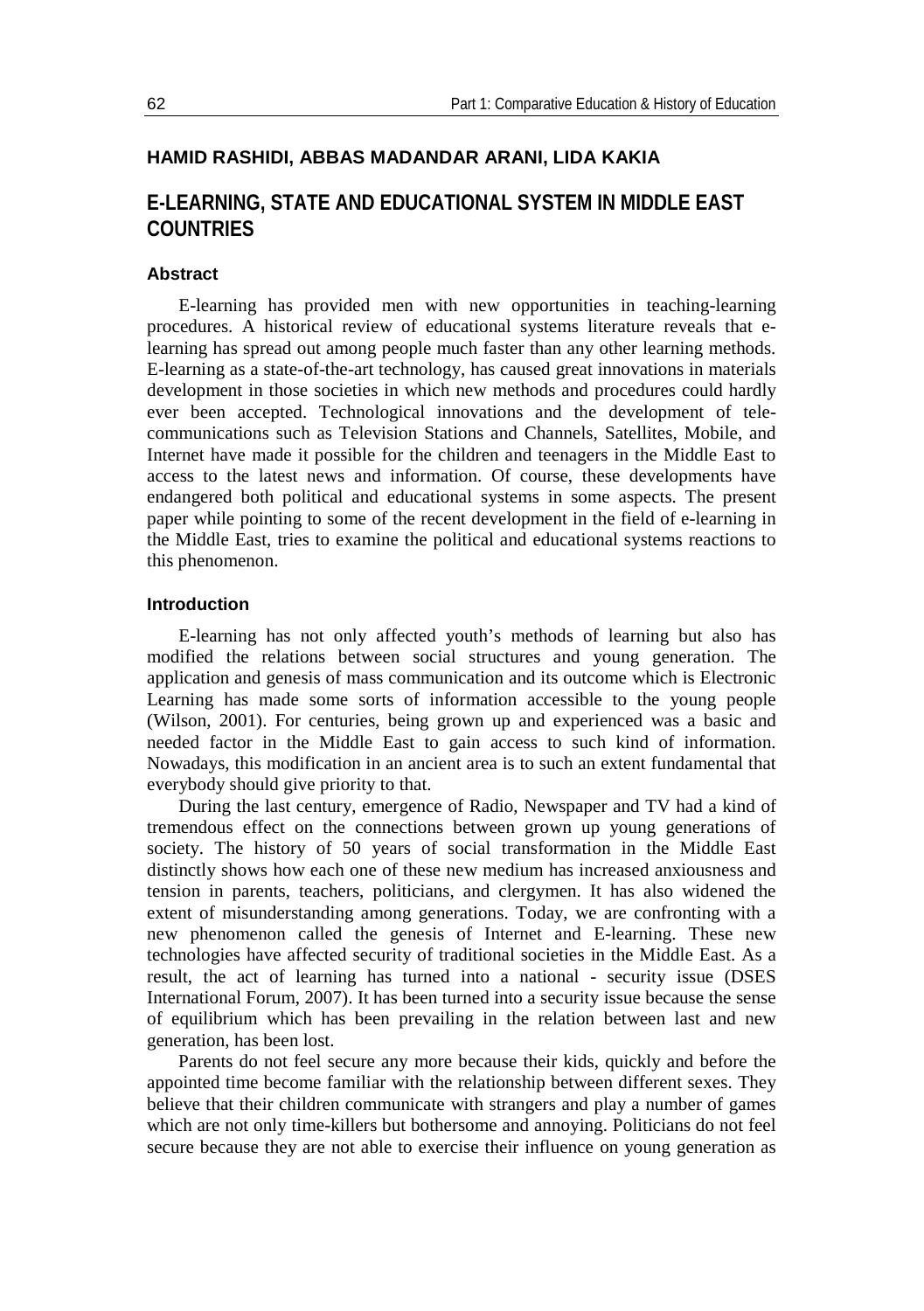**HAMID RASHIDI, ABBAS MADANDAR ARANI, LIDA KAKIA**

# E-LEARNING, STATE AND EDUCATIONAL SYSTEM IN MIDDLE EAST COUNTRIES

## Abstract

E-learning has provided men with new opportunities in teaching-learning procedures. A historical review of educational systems literature reveals that e-learning has spread out among people much faster than any other learning methods. E-learning as a state-of-the-art technology, has caused great innovations in materials development in those societies in which new methods and procedures could hardly ever been accepted. Technological innovations and the development of tele-communications such as Television Stations and Channels, Satellites, Mobile, and Internet have made it possible for the children and teenagers in the Middle East to access to the latest news and information. Of course, these developments have endangered both political and educational systems in some aspects. The present paper while pointing to some of the recent development in the field of e-learning in the Middle East, tries to examine the political and educational systems reactions to this phenomenon.

## Introduction

E-learning has not only affected youth's methods of learning but also has modified the relations between social structures and young generation. The application and genesis of mass communication and its outcome which is Electronic Learning has made some sorts of information accessible to the young people (Wilson, 2001). For centuries, being grown up and experienced was a basic and needed factor in the Middle East to gain access to such kind of information. Nowadays, this modification in an ancient area is to such an extent fundamental that everybody should give priority to that.

During the last century, emergence of Radio, Newspaper and TV had a kind of tremendous effect on the connections between grown up young generations of society. The history of 50 years of social transformation in the Middle East distinctly shows how each one of these new medium has increased anxiousness and tension in parents, teachers, politicians, and clergymen. It has also widened the extent of misunderstanding among generations. Today, we are confronting with a new phenomenon called the genesis of Internet and E-learning. These new technologies have affected security of traditional societies in the Middle East. As a result, the act of learning has turned into a national - security issue (DSES International Forum, 2007). It has been turned into a security issue because the sense of equilibrium which has been prevailing in the relation between last and new generation, has been lost.

Parents do not feel secure any more because their kids, quickly and before the appointed time become familiar with the relationship between different sexes. They believe that their children communicate with strangers and play a number of games which are not only time-killers but bothersome and annoying. Politicians do not feel secure because they are not able to exercise their influence on young generation as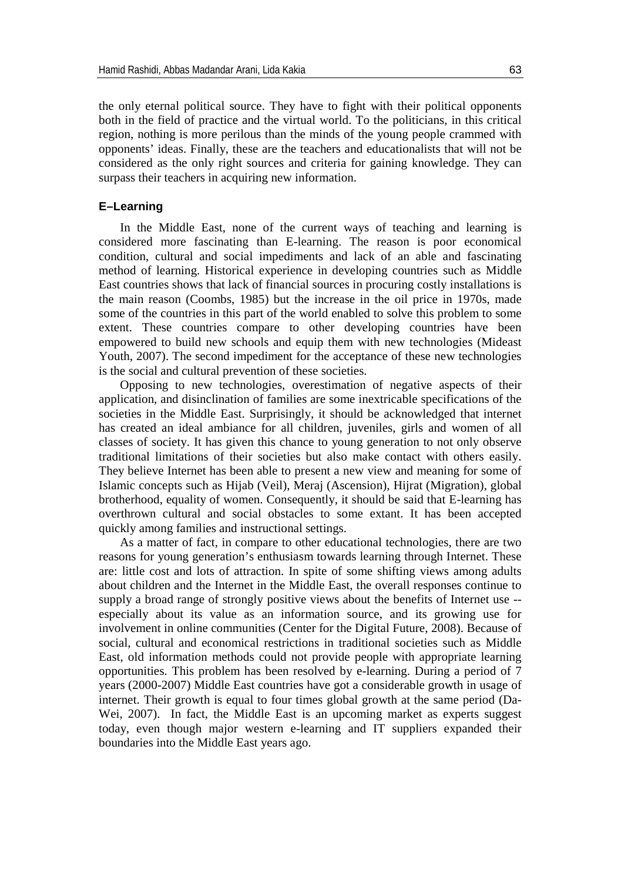the only eternal political source. They have to fight with their political opponents both in the field of practice and the virtual world. To the politicians, in this critical region, nothing is more perilous than the minds of the young people crammed with opponents' ideas. Finally, these are the teachers and educationalists that will not be considered as the only right sources and criteria for gaining knowledge. They can surpass their teachers in acquiring new information.

### E–Learning

In the Middle East, none of the current ways of teaching and learning is considered more fascinating than E-learning. The reason is poor economical condition, cultural and social impediments and lack of an able and fascinating method of learning. Historical experience in developing countries such as Middle East countries shows that lack of financial sources in procuring costly installations is the main reason (Coombs, 1985) but the increase in the oil price in 1970s, made some of the countries in this part of the world enabled to solve this problem to some extent. These countries compare to other developing countries have been empowered to build new schools and equip them with new technologies (Mideast Youth, 2007). The second impediment for the acceptance of these new technologies is the social and cultural prevention of these societies.

Opposing to new technologies, overestimation of negative aspects of their application, and disinclination of families are some inextricable specifications of the societies in the Middle East. Surprisingly, it should be acknowledged that internet has created an ideal ambiance for all children, juveniles, girls and women of all classes of society. It has given this chance to young generation to not only observe traditional limitations of their societies but also make contact with others easily. They believe Internet has been able to present a new view and meaning for some of Islamic concepts such as Hijab (Veil), Meraj (Ascension), Hijrat (Migration), global brotherhood, equality of women. Consequently, it should be said that E-learning has overthrown cultural and social obstacles to some extant. It has been accepted quickly among families and instructional settings.

As a matter of fact, in compare to other educational technologies, there are two reasons for young generation's enthusiasm towards learning through Internet. These are: little cost and lots of attraction. In spite of some shifting views among adults about children and the Internet in the Middle East, the overall responses continue to supply a broad range of strongly positive views about the benefits of Internet use -- especially about its value as an information source, and its growing use for involvement in online communities (Center for the Digital Future, 2008). Because of social, cultural and economical restrictions in traditional societies such as Middle East, old information methods could not provide people with appropriate learning opportunities. This problem has been resolved by e-learning. During a period of 7 years (2000-2007) Middle East countries have got a considerable growth in usage of internet. Their growth is equal to four times global growth at the same period (Da-Wei, 2007). In fact, the Middle East is an upcoming market as experts suggest today, even though major western e-learning and IT suppliers expanded their boundaries into the Middle East years ago.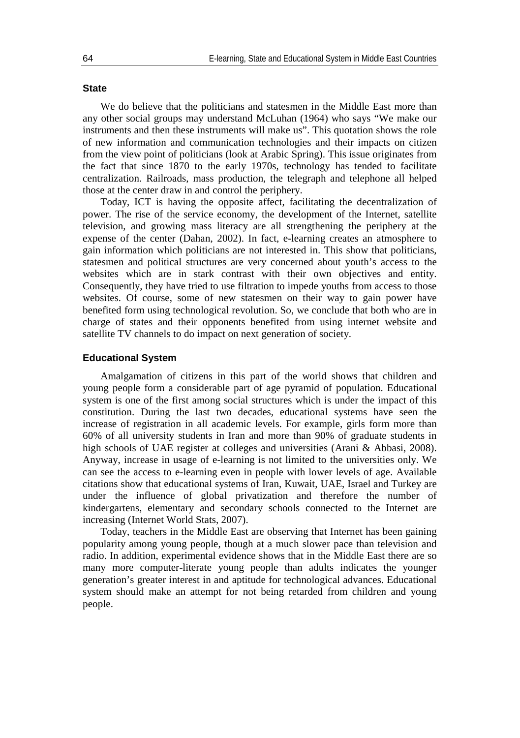## State

We do believe that the politicians and statesmen in the Middle East more than any other social groups may understand McLuhan (1964) who says "We make our instruments and then these instruments will make us". This quotation shows the role of new information and communication technologies and their impacts on citizen from the view point of politicians (look at Arabic Spring). This issue originates from the fact that since 1870 to the early 1970s, technology has tended to facilitate centralization. Railroads, mass production, the telegraph and telephone all helped those at the center draw in and control the periphery.

Today, ICT is having the opposite affect, facilitating the decentralization of power. The rise of the service economy, the development of the Internet, satellite television, and growing mass literacy are all strengthening the periphery at the expense of the center (Dahan, 2002). In fact, e-learning creates an atmosphere to gain information which politicians are not interested in. This show that politicians, statesmen and political structures are very concerned about youth's access to the websites which are in stark contrast with their own objectives and entity. Consequently, they have tried to use filtration to impede youths from access to those websites. Of course, some of new statesmen on their way to gain power have benefited form using technological revolution. So, we conclude that both who are in charge of states and their opponents benefited from using internet website and satellite TV channels to do impact on next generation of society.

## Educational System

Amalgamation of citizens in this part of the world shows that children and young people form a considerable part of age pyramid of population. Educational system is one of the first among social structures which is under the impact of this constitution. During the last two decades, educational systems have seen the increase of registration in all academic levels. For example, girls form more than 60% of all university students in Iran and more than 90% of graduate students in high schools of UAE register at colleges and universities (Arani & Abbasi, 2008). Anyway, increase in usage of e-learning is not limited to the universities only. We can see the access to e-learning even in people with lower levels of age. Available citations show that educational systems of Iran, Kuwait, UAE, Israel and Turkey are under the influence of global privatization and therefore the number of kindergartens, elementary and secondary schools connected to the Internet are increasing (Internet World Stats, 2007).

Today, teachers in the Middle East are observing that Internet has been gaining popularity among young people, though at a much slower pace than television and radio. In addition, experimental evidence shows that in the Middle East there are so many more computer-literate young people than adults indicates the younger generation's greater interest in and aptitude for technological advances. Educational system should make an attempt for not being retarded from children and young people.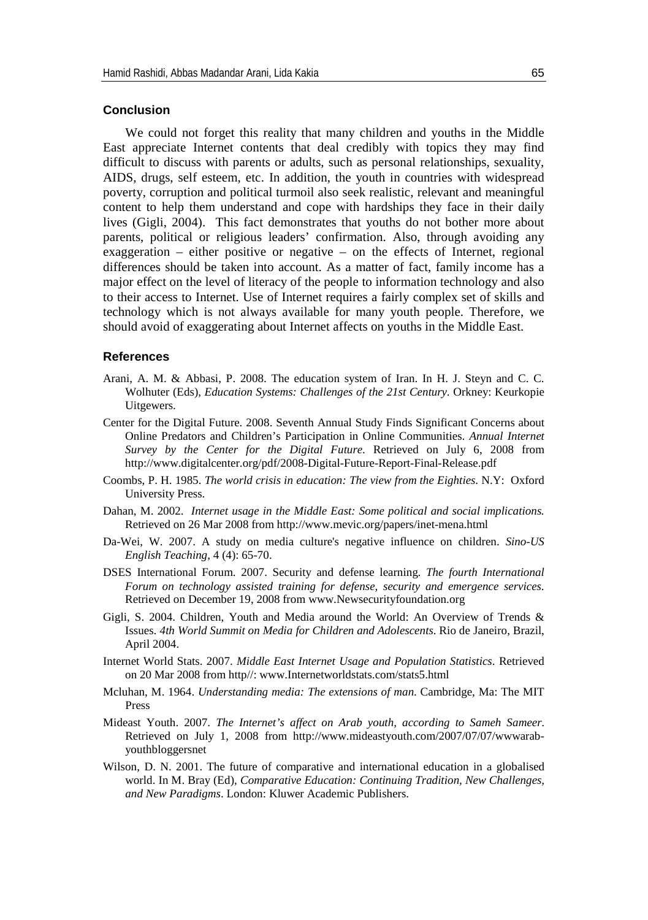## Conclusion

We could not forget this reality that many children and youths in the Middle East appreciate Internet contents that deal credibly with topics they may find difficult to discuss with parents or adults, such as personal relationships, sexuality, AIDS, drugs, self esteem, etc. In addition, the youth in countries with widespread poverty, corruption and political turmoil also seek realistic, relevant and meaningful content to help them understand and cope with hardships they face in their daily lives (Gigli, 2004). This fact demonstrates that youths do not bother more about parents, political or religious leaders' confirmation. Also, through avoiding any exaggeration – either positive or negative – on the effects of Internet, regional differences should be taken into account. As a matter of fact, family income has a major effect on the level of literacy of the people to information technology and also to their access to Internet. Use of Internet requires a fairly complex set of skills and technology which is not always available for many youth people. Therefore, we should avoid of exaggerating about Internet affects on youths in the Middle East.

## References

Arani, A. M. & Abbasi, P. 2008. The education system of Iran. In H. J. Steyn and C. C. Wolhuter (Eds), *Education Systems: Challenges of the 21st Century*. Orkney: Keurkopie Uitgewers.

Center for the Digital Future. 2008. Seventh Annual Study Finds Significant Concerns about Online Predators and Children's Participation in Online Communities. *Annual Internet Survey by the Center for the Digital Future*. Retrieved on July 6, 2008 from http://www.digitalcenter.org/pdf/2008-Digital-Future-Report-Final-Release.pdf

Coombs, P. H. 1985. *The world crisis in education: The view from the Eighties*. N.Y: Oxford University Press.

Dahan, M. 2002. *Internet usage in the Middle East: Some political and social implications.* Retrieved on 26 Mar 2008 from http://www.mevic.org/papers/inet-mena.html

Da-Wei, W. 2007. A study on media culture's negative influence on children. *Sino-US English Teaching*, 4 (4): 65-70.

DSES International Forum. 2007. Security and defense learning. *The fourth International Forum on technology assisted training for defense, security and emergence services*. Retrieved on December 19, 2008 from www.Newsecurityfoundation.org

Gigli, S. 2004. Children, Youth and Media around the World: An Overview of Trends & Issues. *4th World Summit on Media for Children and Adolescents*. Rio de Janeiro, Brazil, April 2004.

Internet World Stats. 2007. *Middle East Internet Usage and Population Statistics*. Retrieved on 20 Mar 2008 from http//: www.Internetworldstats.com/stats5.html

Mcluhan, M. 1964. *Understanding media: The extensions of man*. Cambridge, Ma: The MIT Press

Mideast Youth. 2007. *The Internet's affect on Arab youth, according to Sameh Sameer*. Retrieved on July 1, 2008 from http://www.mideastyouth.com/2007/07/07/wwwarab-youthbloggersnet

Wilson, D. N. 2001. The future of comparative and international education in a globalised world. In M. Bray (Ed), *Comparative Education: Continuing Tradition, New Challenges, and New Paradigms*. London: Kluwer Academic Publishers.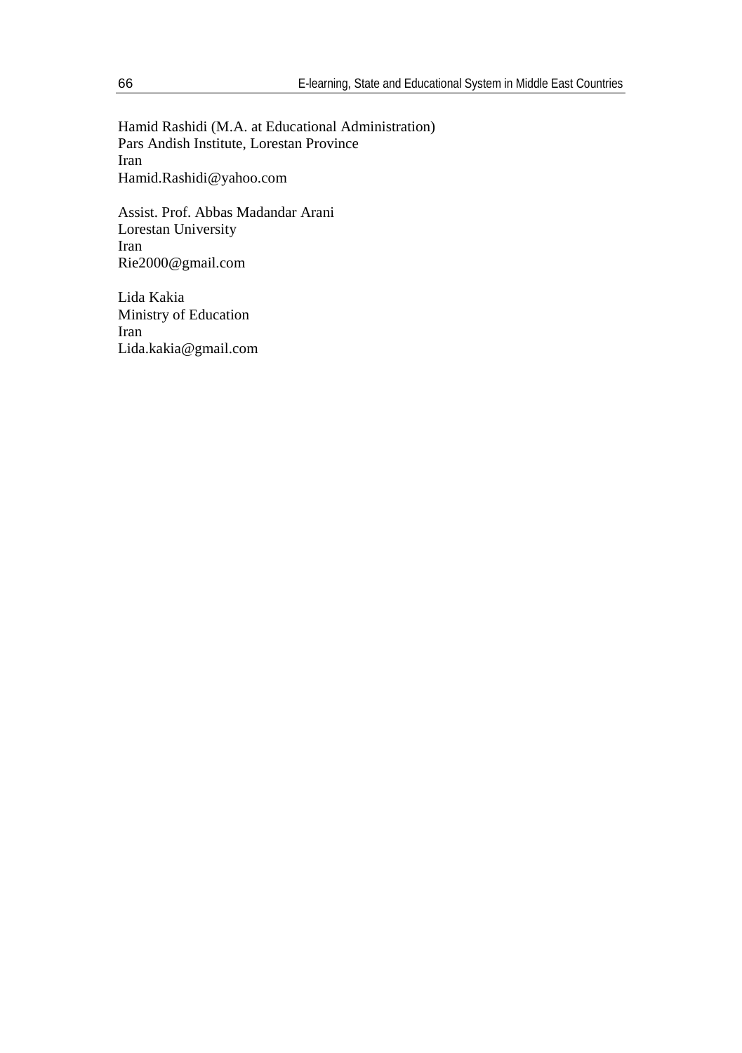Hamid Rashidi (M.A. at Educational Administration)
Pars Andish Institute, Lorestan Province
Iran
Hamid.Rashidi@yahoo.com

Assist. Prof. Abbas Madandar Arani
Lorestan University
Iran
Rie2000@gmail.com

Lida Kakia
Ministry of Education
Iran
Lida.kakia@gmail.com